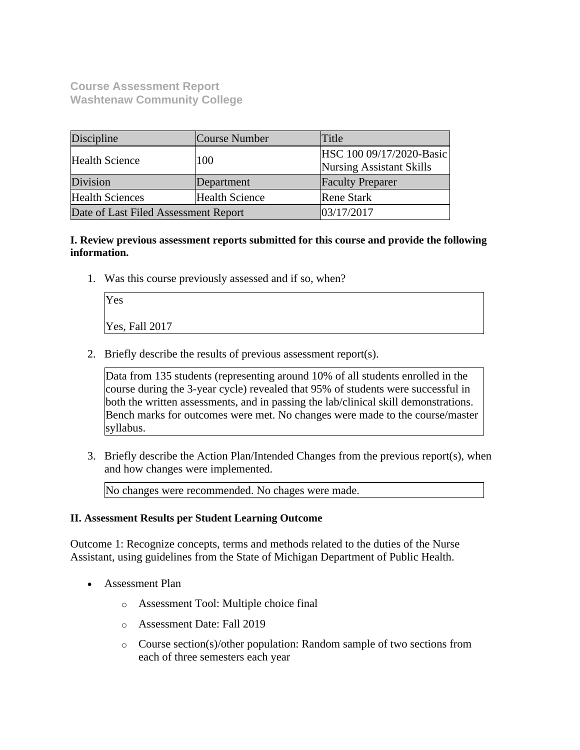**Course Assessment Report**
**Washtenaw Community College**

| Discipline | Course Number | Title |
|---|---|---|
| Health Science | 100 | HSC 100 09/17/2020-Basic Nursing Assistant Skills |
| Division | Department | Faculty Preparer |
| Health Sciences | Health Science | Rene Stark |
| Date of Last Filed Assessment Report | | 03/17/2017 |

**I. Review previous assessment reports submitted for this course and provide the following information.**

1. Was this course previously assessed and if so, when?

   Yes

   Yes, Fall 2017

2. Briefly describe the results of previous assessment report(s).

   Data from 135 students (representing around 10% of all students enrolled in the course during the 3-year cycle) revealed that 95% of students were successful in both the written assessments, and in passing the lab/clinical skill demonstrations. Bench marks for outcomes were met. No changes were made to the course/master syllabus.

3. Briefly describe the Action Plan/Intended Changes from the previous report(s), when and how changes were implemented.

   No changes were recommended. No chages were made.

**II. Assessment Results per Student Learning Outcome**

Outcome 1: Recognize concepts, terms and methods related to the duties of the Nurse Assistant, using guidelines from the State of Michigan Department of Public Health.

- Assessment Plan
  - Assessment Tool: Multiple choice final
  - Assessment Date: Fall 2019
  - Course section(s)/other population: Random sample of two sections from each of three semesters each year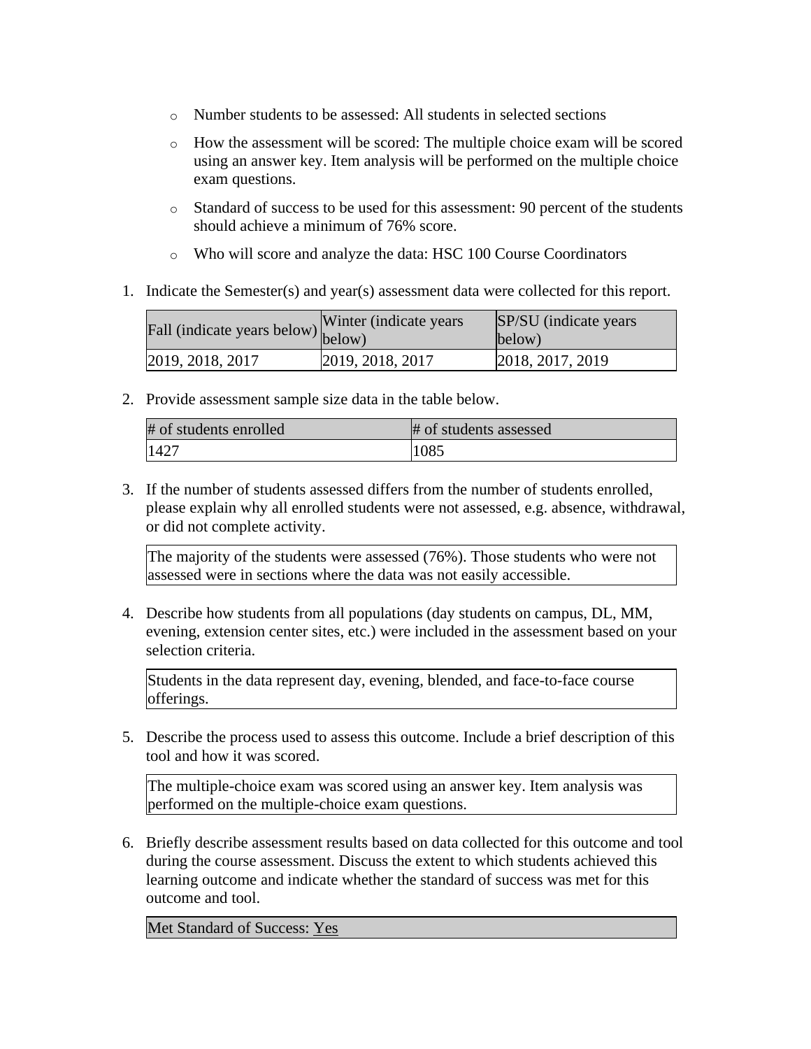- Number students to be assessed: All students in selected sections
- How the assessment will be scored: The multiple choice exam will be scored using an answer key. Item analysis will be performed on the multiple choice exam questions.
- Standard of success to be used for this assessment: 90 percent of the students should achieve a minimum of 76% score.
- Who will score and analyze the data: HSC 100 Course Coordinators

1. Indicate the Semester(s) and year(s) assessment data were collected for this report.

| Fall (indicate years below) | Winter (indicate years below) | SP/SU (indicate years below) |
|---|---|---|
| 2019, 2018, 2017 | 2019, 2018, 2017 | 2018, 2017, 2019 |

2. Provide assessment sample size data in the table below.

| # of students enrolled | # of students assessed |
|---|---|
| 1427 | 1085 |

3. If the number of students assessed differs from the number of students enrolled, please explain why all enrolled students were not assessed, e.g. absence, withdrawal, or did not complete activity.

| The majority of the students were assessed (76%). Those students who were not assessed were in sections where the data was not easily accessible. |
|---|

4. Describe how students from all populations (day students on campus, DL, MM, evening, extension center sites, etc.) were included in the assessment based on your selection criteria.

| Students in the data represent day, evening, blended, and face-to-face course offerings. |
|---|

5. Describe the process used to assess this outcome. Include a brief description of this tool and how it was scored.

| The multiple-choice exam was scored using an answer key. Item analysis was performed on the multiple-choice exam questions. |
|---|

6. Briefly describe assessment results based on data collected for this outcome and tool during the course assessment. Discuss the extent to which students achieved this learning outcome and indicate whether the standard of success was met for this outcome and tool.

| Met Standard of Success: Yes |
|---|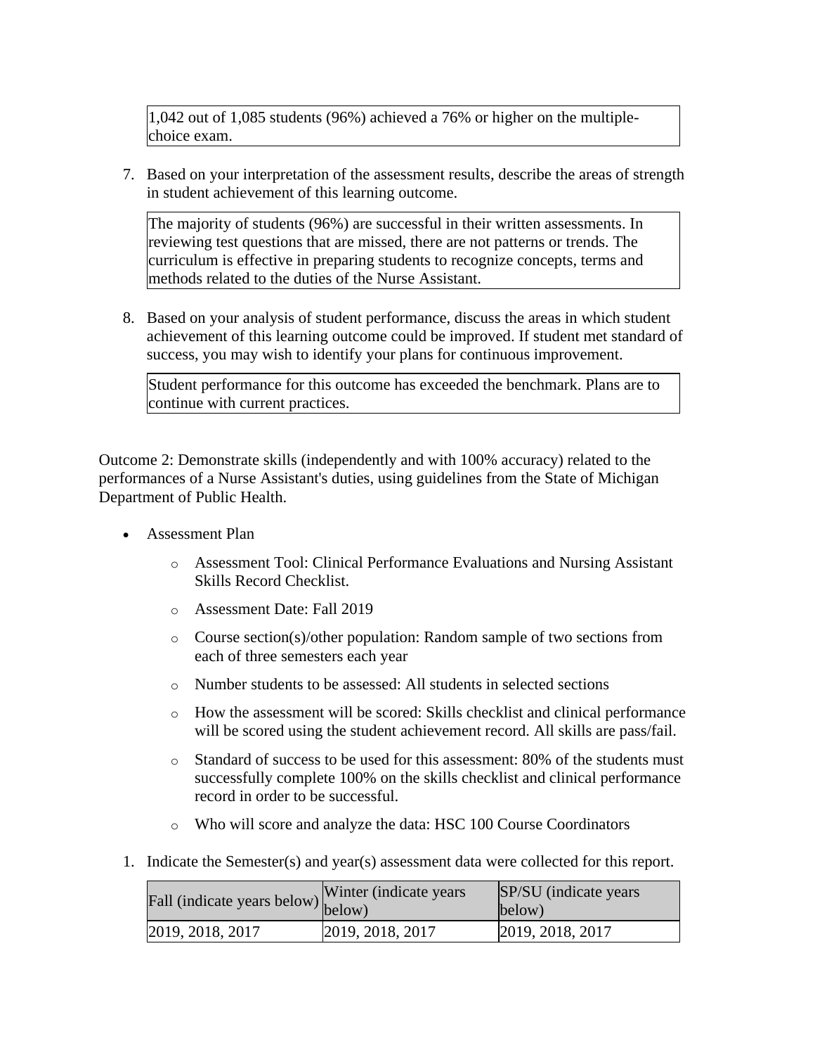1,042 out of 1,085 students (96%) achieved a 76% or higher on the multiple-choice exam.

7. Based on your interpretation of the assessment results, describe the areas of strength in student achievement of this learning outcome.

The majority of students (96%) are successful in their written assessments. In reviewing test questions that are missed, there are not patterns or trends. The curriculum is effective in preparing students to recognize concepts, terms and methods related to the duties of the Nurse Assistant.

8. Based on your analysis of student performance, discuss the areas in which student achievement of this learning outcome could be improved. If student met standard of success, you may wish to identify your plans for continuous improvement.

Student performance for this outcome has exceeded the benchmark. Plans are to continue with current practices.

Outcome 2: Demonstrate skills (independently and with 100% accuracy) related to the performances of a Nurse Assistant's duties, using guidelines from the State of Michigan Department of Public Health.

- Assessment Plan
  - Assessment Tool: Clinical Performance Evaluations and Nursing Assistant Skills Record Checklist.
  - Assessment Date: Fall 2019
  - Course section(s)/other population: Random sample of two sections from each of three semesters each year
  - Number students to be assessed: All students in selected sections
  - How the assessment will be scored: Skills checklist and clinical performance will be scored using the student achievement record. All skills are pass/fail.
  - Standard of success to be used for this assessment: 80% of the students must successfully complete 100% on the skills checklist and clinical performance record in order to be successful.
  - Who will score and analyze the data: HSC 100 Course Coordinators

1. Indicate the Semester(s) and year(s) assessment data were collected for this report.

| Fall (indicate years below) | Winter (indicate years below) | SP/SU (indicate years below) |
|---|---|---|
| 2019, 2018, 2017 | 2019, 2018, 2017 | 2019, 2018, 2017 |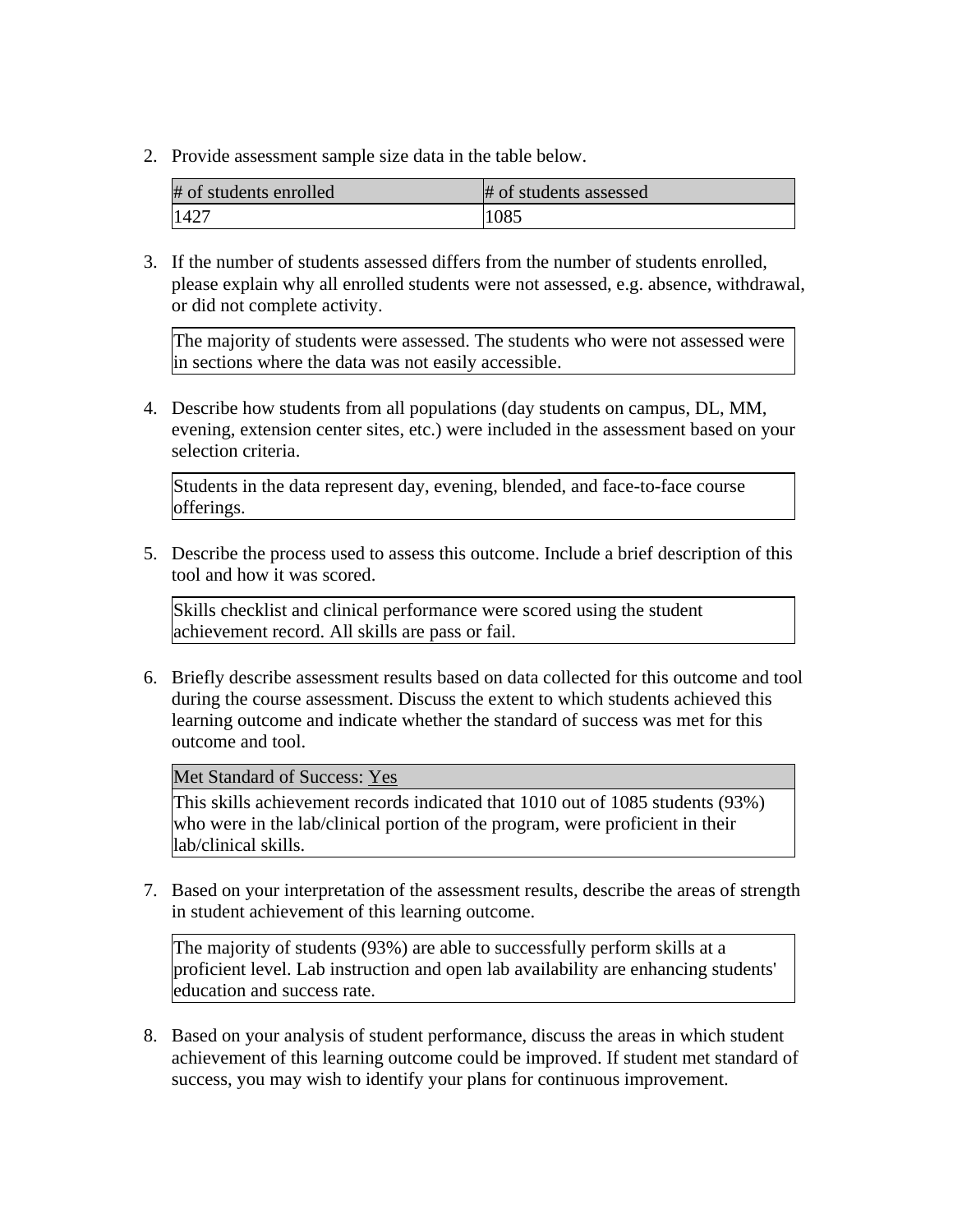2. Provide assessment sample size data in the table below.

| # of students enrolled | # of students assessed |
|---|---|
| 1427 | 1085 |

3. If the number of students assessed differs from the number of students enrolled, please explain why all enrolled students were not assessed, e.g. absence, withdrawal, or did not complete activity.

| The majority of students were assessed. The students who were not assessed were in sections where the data was not easily accessible. |
|---|

4. Describe how students from all populations (day students on campus, DL, MM, evening, extension center sites, etc.) were included in the assessment based on your selection criteria.

| Students in the data represent day, evening, blended, and face-to-face course offerings. |
|---|

5. Describe the process used to assess this outcome. Include a brief description of this tool and how it was scored.

| Skills checklist and clinical performance were scored using the student achievement record. All skills are pass or fail. |
|---|

6. Briefly describe assessment results based on data collected for this outcome and tool during the course assessment. Discuss the extent to which students achieved this learning outcome and indicate whether the standard of success was met for this outcome and tool.

| Met Standard of Success: Yes |
|---|
| This skills achievement records indicated that 1010 out of 1085 students (93%) who were in the lab/clinical portion of the program, were proficient in their lab/clinical skills. |

7. Based on your interpretation of the assessment results, describe the areas of strength in student achievement of this learning outcome.

| The majority of students (93%) are able to successfully perform skills at a proficient level. Lab instruction and open lab availability are enhancing students' education and success rate. |
|---|

8. Based on your analysis of student performance, discuss the areas in which student achievement of this learning outcome could be improved. If student met standard of success, you may wish to identify your plans for continuous improvement.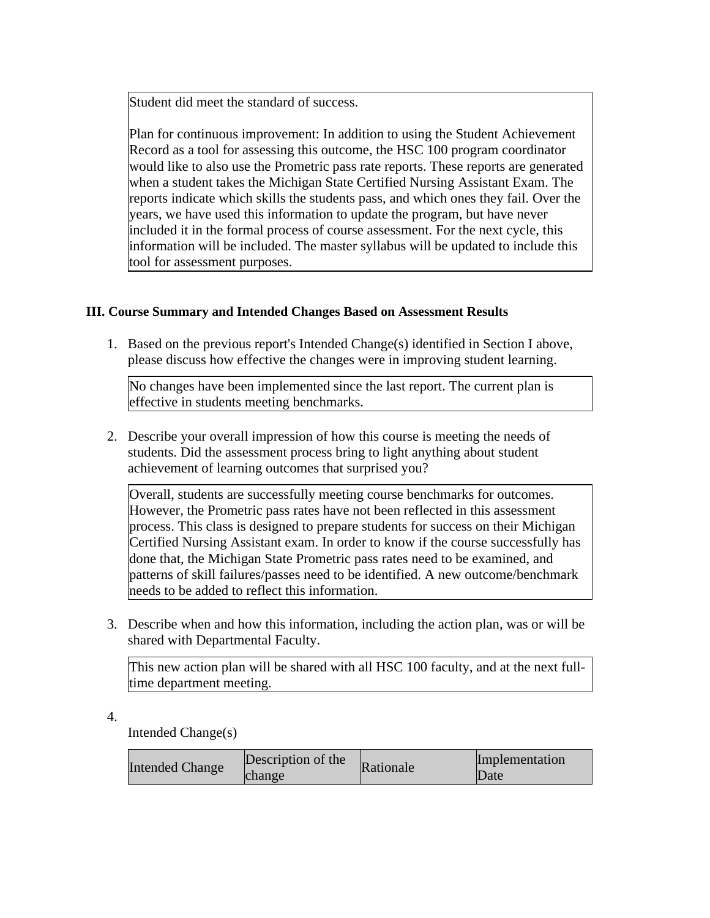Student did meet the standard of success.

Plan for continuous improvement: In addition to using the Student Achievement Record as a tool for assessing this outcome, the HSC 100 program coordinator would like to also use the Prometric pass rate reports. These reports are generated when a student takes the Michigan State Certified Nursing Assistant Exam. The reports indicate which skills the students pass, and which ones they fail. Over the years, we have used this information to update the program, but have never included it in the formal process of course assessment. For the next cycle, this information will be included. The master syllabus will be updated to include this tool for assessment purposes.

### III. Course Summary and Intended Changes Based on Assessment Results

1. Based on the previous report's Intended Change(s) identified in Section I above, please discuss how effective the changes were in improving student learning.

   No changes have been implemented since the last report. The current plan is effective in students meeting benchmarks.

2. Describe your overall impression of how this course is meeting the needs of students. Did the assessment process bring to light anything about student achievement of learning outcomes that surprised you?

   Overall, students are successfully meeting course benchmarks for outcomes. However, the Prometric pass rates have not been reflected in this assessment process. This class is designed to prepare students for success on their Michigan Certified Nursing Assistant exam. In order to know if the course successfully has done that, the Michigan State Prometric pass rates need to be examined, and patterns of skill failures/passes need to be identified. A new outcome/benchmark needs to be added to reflect this information.

3. Describe when and how this information, including the action plan, was or will be shared with Departmental Faculty.

   This new action plan will be shared with all HSC 100 faculty, and at the next full-time department meeting.

4. Intended Change(s)

| Intended Change | Description of the change | Rationale | Implementation Date |
|---|---|---|---|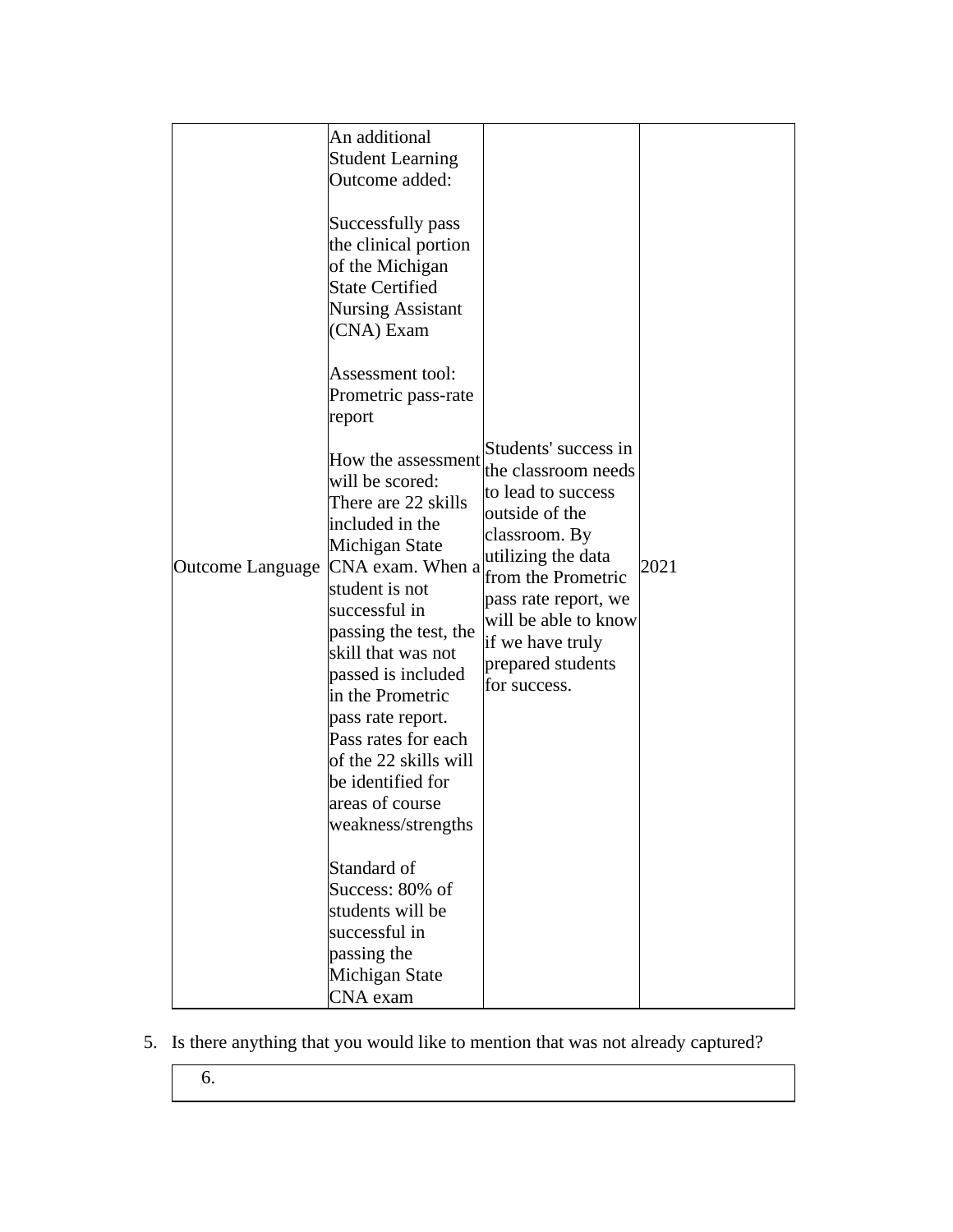| Outcome Language | An additional Student Learning Outcome added:<br><br>Successfully pass the clinical portion of the Michigan State Certified Nursing Assistant (CNA) Exam<br><br>Assessment tool: Prometric pass-rate report<br><br>How the assessment will be scored: There are 22 skills included in the Michigan State CNA exam. When a student is not successful in passing the test, the skill that was not passed is included in the Prometric pass rate report. Pass rates for each of the 22 skills will be identified for areas of course weakness/strengths<br><br>Standard of Success: 80% of students will be successful in passing the Michigan State CNA exam | Students' success in the classroom needs to lead to success outside of the classroom. By utilizing the data from the Prometric pass rate report, we will be able to know if we have truly prepared students for success. | 2021 |
|---|---|---|---|

5. Is there anything that you would like to mention that was not already captured?

| 6. |
|---|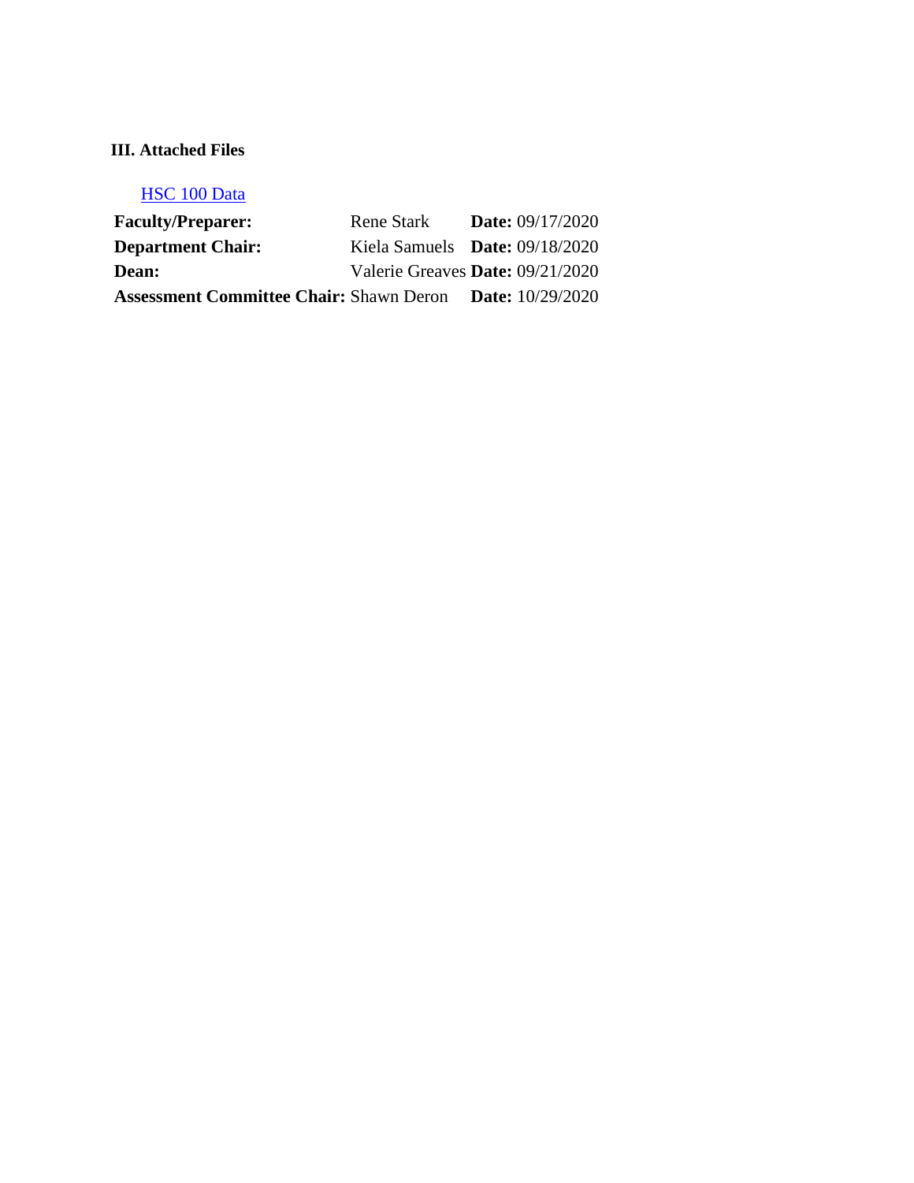### III. Attached Files

[HSC 100 Data]

| | | |
|---|---|---|
| **Faculty/Preparer:** | Rene Stark | **Date:** 09/17/2020 |
| **Department Chair:** | Kiela Samuels | **Date:** 09/18/2020 |
| **Dean:** | Valerie Greaves | **Date:** 09/21/2020 |
| **Assessment Committee Chair:** | Shawn Deron | **Date:** 10/29/2020 |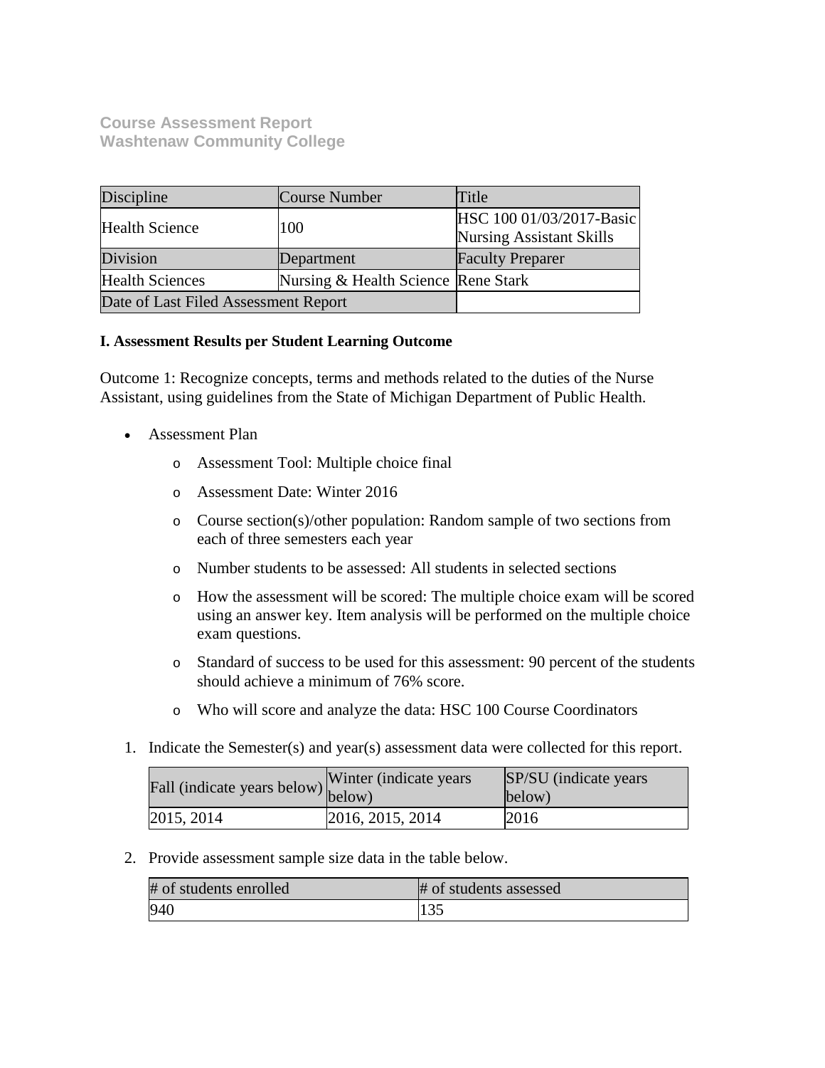**Course Assessment Report**
**Washtenaw Community College**

| Discipline | Course Number | Title |
|---|---|---|
| Health Science | 100 | HSC 100 01/03/2017-Basic Nursing Assistant Skills |
| Division | Department | Faculty Preparer |
| Health Sciences | Nursing & Health Science | Rene Stark |
| Date of Last Filed Assessment Report | | |

**I. Assessment Results per Student Learning Outcome**

Outcome 1: Recognize concepts, terms and methods related to the duties of the Nurse Assistant, using guidelines from the State of Michigan Department of Public Health.

- Assessment Plan
  - Assessment Tool: Multiple choice final
  - Assessment Date: Winter 2016
  - Course section(s)/other population: Random sample of two sections from each of three semesters each year
  - Number students to be assessed: All students in selected sections
  - How the assessment will be scored: The multiple choice exam will be scored using an answer key. Item analysis will be performed on the multiple choice exam questions.
  - Standard of success to be used for this assessment: 90 percent of the students should achieve a minimum of 76% score.
  - Who will score and analyze the data: HSC 100 Course Coordinators

1. Indicate the Semester(s) and year(s) assessment data were collected for this report.

| Fall (indicate years below) | Winter (indicate years below) | SP/SU (indicate years below) |
|---|---|---|
| 2015, 2014 | 2016, 2015, 2014 | 2016 |

2. Provide assessment sample size data in the table below.

| # of students enrolled | # of students assessed |
|---|---|
| 940 | 135 |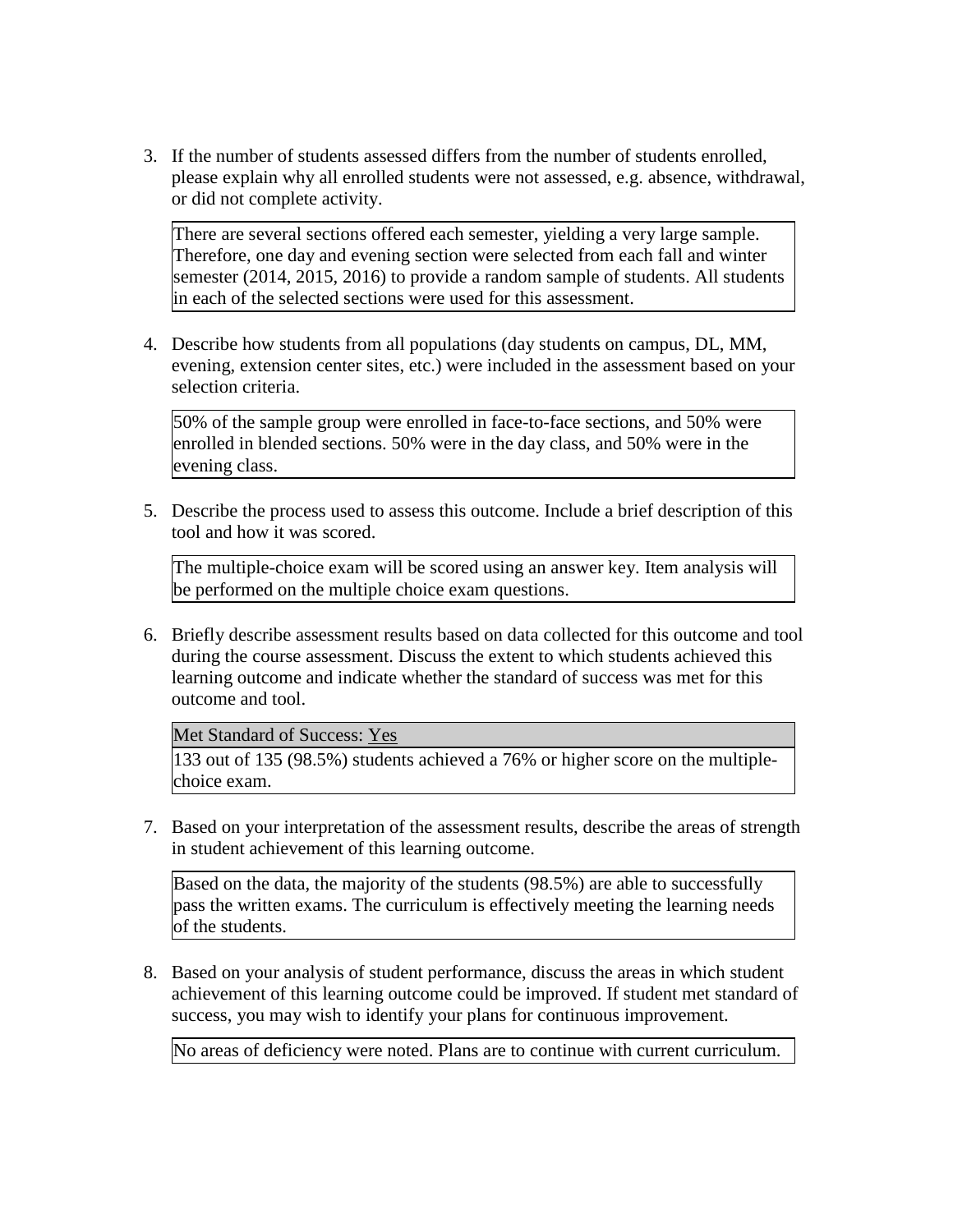3. If the number of students assessed differs from the number of students enrolled, please explain why all enrolled students were not assessed, e.g. absence, withdrawal, or did not complete activity.

| There are several sections offered each semester, yielding a very large sample. Therefore, one day and evening section were selected from each fall and winter semester (2014, 2015, 2016) to provide a random sample of students. All students in each of the selected sections were used for this assessment. |
|---|

4. Describe how students from all populations (day students on campus, DL, MM, evening, extension center sites, etc.) were included in the assessment based on your selection criteria.

| 50% of the sample group were enrolled in face-to-face sections, and 50% were enrolled in blended sections. 50% were in the day class, and 50% were in the evening class. |
|---|

5. Describe the process used to assess this outcome. Include a brief description of this tool and how it was scored.

| The multiple-choice exam will be scored using an answer key. Item analysis will be performed on the multiple choice exam questions. |
|---|

6. Briefly describe assessment results based on data collected for this outcome and tool during the course assessment. Discuss the extent to which students achieved this learning outcome and indicate whether the standard of success was met for this outcome and tool.

| Met Standard of Success: Yes |
|---|
| 133 out of 135 (98.5%) students achieved a 76% or higher score on the multiple-choice exam. |

7. Based on your interpretation of the assessment results, describe the areas of strength in student achievement of this learning outcome.

| Based on the data, the majority of the students (98.5%) are able to successfully pass the written exams. The curriculum is effectively meeting the learning needs of the students. |
|---|

8. Based on your analysis of student performance, discuss the areas in which student achievement of this learning outcome could be improved. If student met standard of success, you may wish to identify your plans for continuous improvement.

| No areas of deficiency were noted. Plans are to continue with current curriculum. |
|---|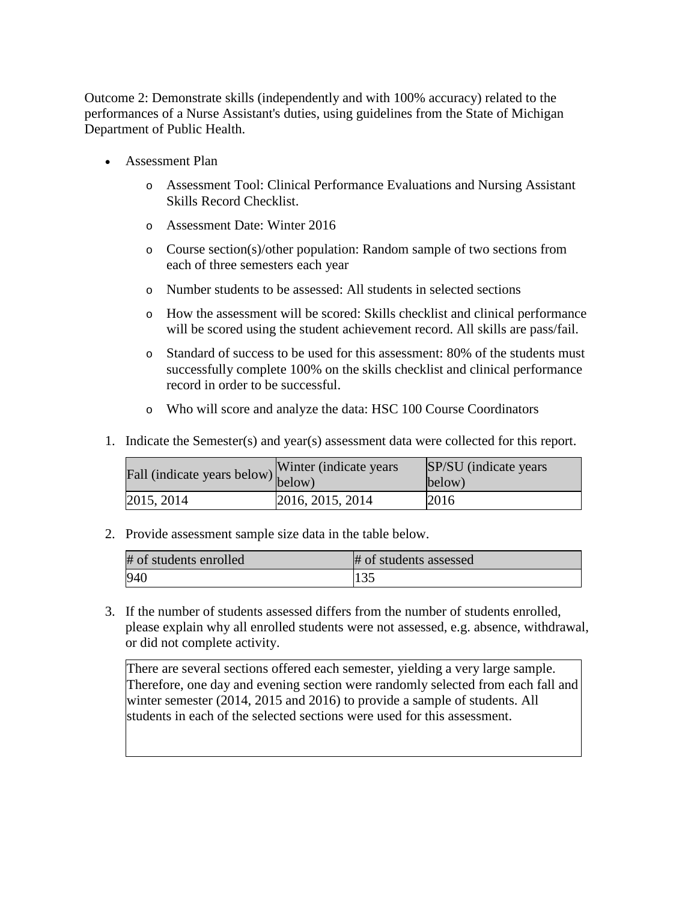Outcome 2: Demonstrate skills (independently and with 100% accuracy) related to the performances of a Nurse Assistant's duties, using guidelines from the State of Michigan Department of Public Health.

- Assessment Plan
  - Assessment Tool: Clinical Performance Evaluations and Nursing Assistant Skills Record Checklist.
  - Assessment Date: Winter 2016
  - Course section(s)/other population: Random sample of two sections from each of three semesters each year
  - Number students to be assessed: All students in selected sections
  - How the assessment will be scored: Skills checklist and clinical performance will be scored using the student achievement record. All skills are pass/fail.
  - Standard of success to be used for this assessment: 80% of the students must successfully complete 100% on the skills checklist and clinical performance record in order to be successful.
  - Who will score and analyze the data: HSC 100 Course Coordinators

1. Indicate the Semester(s) and year(s) assessment data were collected for this report.

| Fall (indicate years below) | Winter (indicate years below) | SP/SU (indicate years below) |
|---|---|---|
| 2015, 2014 | 2016, 2015, 2014 | 2016 |

2. Provide assessment sample size data in the table below.

| # of students enrolled | # of students assessed |
|---|---|
| 940 | 135 |

3. If the number of students assessed differs from the number of students enrolled, please explain why all enrolled students were not assessed, e.g. absence, withdrawal, or did not complete activity.

There are several sections offered each semester, yielding a very large sample. Therefore, one day and evening section were randomly selected from each fall and winter semester (2014, 2015 and 2016) to provide a sample of students. All students in each of the selected sections were used for this assessment.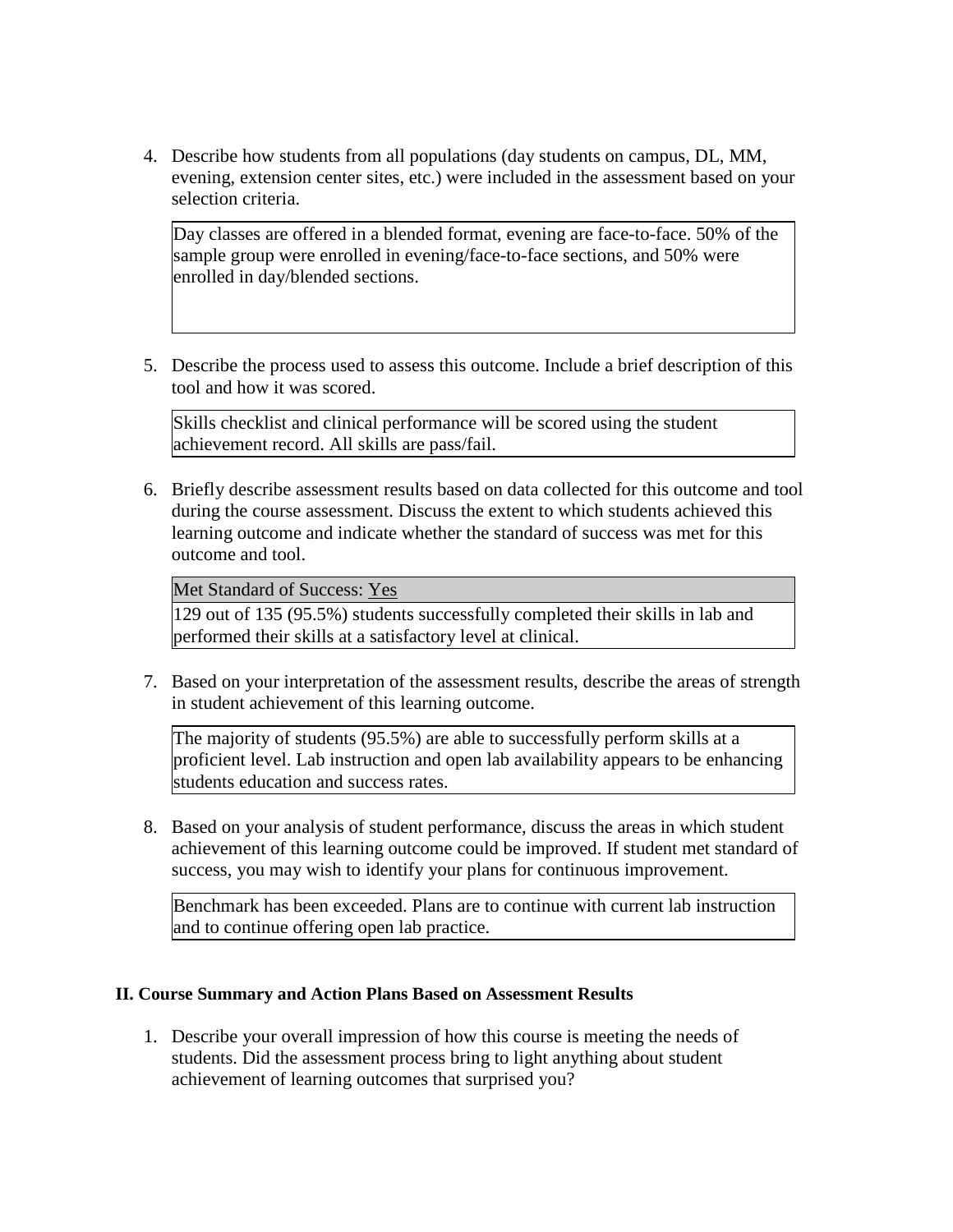4. Describe how students from all populations (day students on campus, DL, MM, evening, extension center sites, etc.) were included in the assessment based on your selection criteria.

   Day classes are offered in a blended format, evening are face-to-face. 50% of the sample group were enrolled in evening/face-to-face sections, and 50% were enrolled in day/blended sections.

5. Describe the process used to assess this outcome. Include a brief description of this tool and how it was scored.

   Skills checklist and clinical performance will be scored using the student achievement record. All skills are pass/fail.

6. Briefly describe assessment results based on data collected for this outcome and tool during the course assessment. Discuss the extent to which students achieved this learning outcome and indicate whether the standard of success was met for this outcome and tool.

   Met Standard of Success: Yes

   129 out of 135 (95.5%) students successfully completed their skills in lab and performed their skills at a satisfactory level at clinical.

7. Based on your interpretation of the assessment results, describe the areas of strength in student achievement of this learning outcome.

   The majority of students (95.5%) are able to successfully perform skills at a proficient level. Lab instruction and open lab availability appears to be enhancing students education and success rates.

8. Based on your analysis of student performance, discuss the areas in which student achievement of this learning outcome could be improved. If student met standard of success, you may wish to identify your plans for continuous improvement.

   Benchmark has been exceeded. Plans are to continue with current lab instruction and to continue offering open lab practice.

## II. Course Summary and Action Plans Based on Assessment Results

1. Describe your overall impression of how this course is meeting the needs of students. Did the assessment process bring to light anything about student achievement of learning outcomes that surprised you?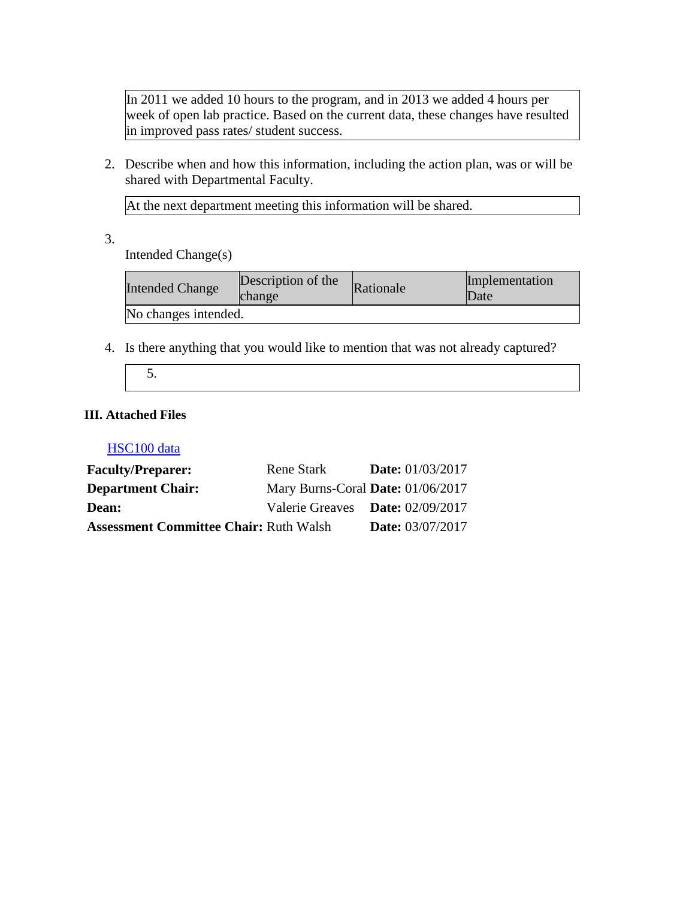| In 2011 we added 10 hours to the program, and in 2013 we added 4 hours per week of open lab practice. Based on the current data, these changes have resulted in improved pass rates/ student success. |
|---|

2. Describe when and how this information, including the action plan, was or will be shared with Departmental Faculty.

| At the next department meeting this information will be shared. |
|---|

3. Intended Change(s)

| Intended Change | Description of the change | Rationale | Implementation Date |
|---|---|---|---|
| No changes intended. | | | |

4. Is there anything that you would like to mention that was not already captured?

| 5. |
|---|

### III. Attached Files

HSC100 data

| | | |
|---|---|---|
| **Faculty/Preparer:** | Rene Stark | **Date:** 01/03/2017 |
| **Department Chair:** | Mary Burns-Coral | **Date:** 01/06/2017 |
| **Dean:** | Valerie Greaves | **Date:** 02/09/2017 |
| **Assessment Committee Chair:** | Ruth Walsh | **Date:** 03/07/2017 |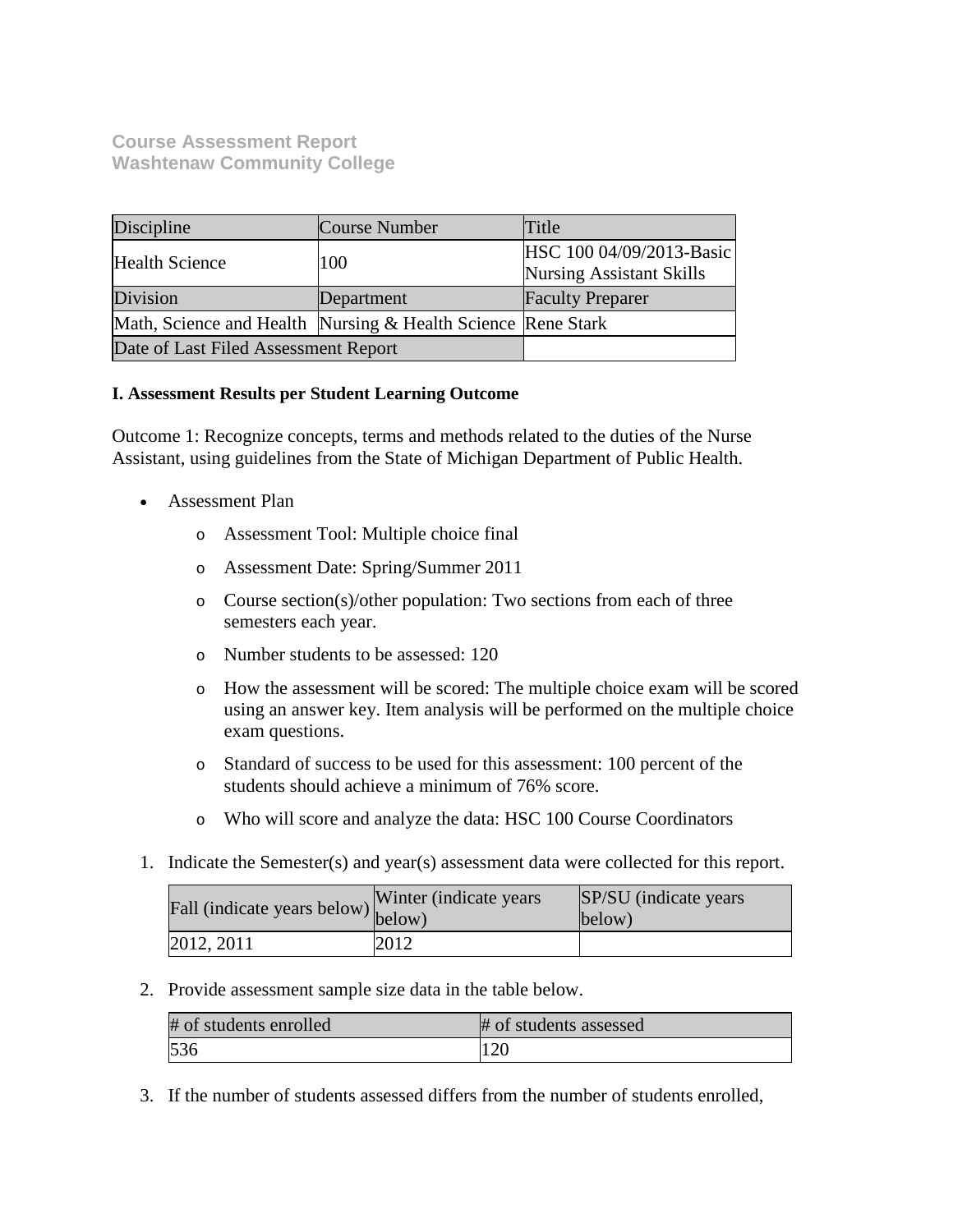**Course Assessment Report**
**Washtenaw Community College**

| Discipline | Course Number | Title |
|---|---|---|
| Health Science | 100 | HSC 100 04/09/2013-Basic Nursing Assistant Skills |
| Division | Department | Faculty Preparer |
| Math, Science and Health | Nursing & Health Science | Rene Stark |
| Date of Last Filed Assessment Report | | |

**I. Assessment Results per Student Learning Outcome**

Outcome 1: Recognize concepts, terms and methods related to the duties of the Nurse Assistant, using guidelines from the State of Michigan Department of Public Health.

- Assessment Plan
    - Assessment Tool: Multiple choice final
    - Assessment Date: Spring/Summer 2011
    - Course section(s)/other population: Two sections from each of three semesters each year.
    - Number students to be assessed: 120
    - How the assessment will be scored: The multiple choice exam will be scored using an answer key. Item analysis will be performed on the multiple choice exam questions.
    - Standard of success to be used for this assessment: 100 percent of the students should achieve a minimum of 76% score.
    - Who will score and analyze the data: HSC 100 Course Coordinators

1. Indicate the Semester(s) and year(s) assessment data were collected for this report.

| Fall (indicate years below) | Winter (indicate years below) | SP/SU (indicate years below) |
|---|---|---|
| 2012, 2011 | 2012 | |

2. Provide assessment sample size data in the table below.

| # of students enrolled | # of students assessed |
|---|---|
| 536 | 120 |

3. If the number of students assessed differs from the number of students enrolled,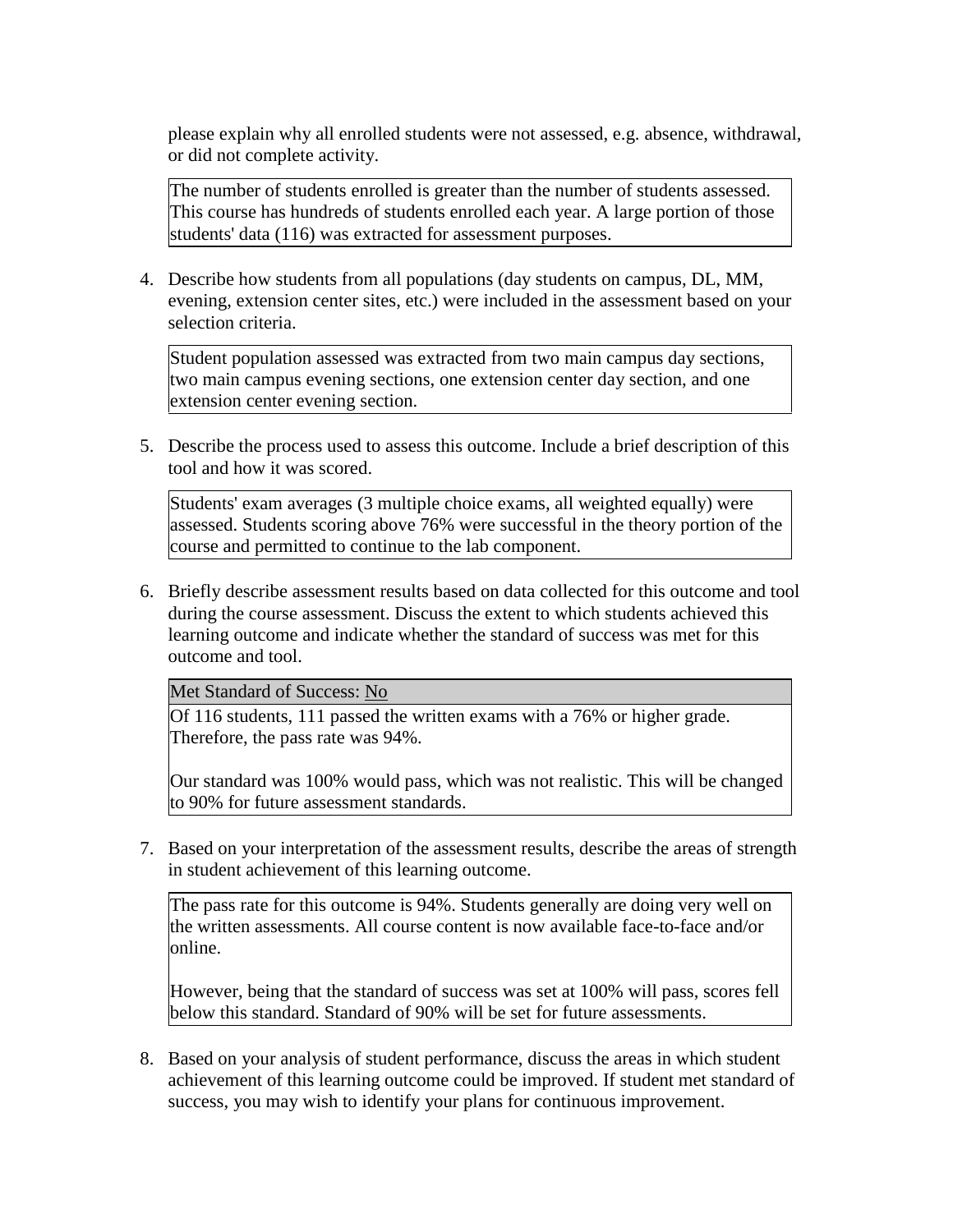please explain why all enrolled students were not assessed, e.g. absence, withdrawal, or did not complete activity.

> The number of students enrolled is greater than the number of students assessed. This course has hundreds of students enrolled each year. A large portion of those students' data (116) was extracted for assessment purposes.

4. Describe how students from all populations (day students on campus, DL, MM, evening, extension center sites, etc.) were included in the assessment based on your selection criteria.

> Student population assessed was extracted from two main campus day sections, two main campus evening sections, one extension center day section, and one extension center evening section.

5. Describe the process used to assess this outcome. Include a brief description of this tool and how it was scored.

> Students' exam averages (3 multiple choice exams, all weighted equally) were assessed. Students scoring above 76% were successful in the theory portion of the course and permitted to continue to the lab component.

6. Briefly describe assessment results based on data collected for this outcome and tool during the course assessment. Discuss the extent to which students achieved this learning outcome and indicate whether the standard of success was met for this outcome and tool.

> Met Standard of Success: No
>
> Of 116 students, 111 passed the written exams with a 76% or higher grade. Therefore, the pass rate was 94%.
>
> Our standard was 100% would pass, which was not realistic. This will be changed to 90% for future assessment standards.

7. Based on your interpretation of the assessment results, describe the areas of strength in student achievement of this learning outcome.

> The pass rate for this outcome is 94%. Students generally are doing very well on the written assessments. All course content is now available face-to-face and/or online.
>
> However, being that the standard of success was set at 100% will pass, scores fell below this standard. Standard of 90% will be set for future assessments.

8. Based on your analysis of student performance, discuss the areas in which student achievement of this learning outcome could be improved. If student met standard of success, you may wish to identify your plans for continuous improvement.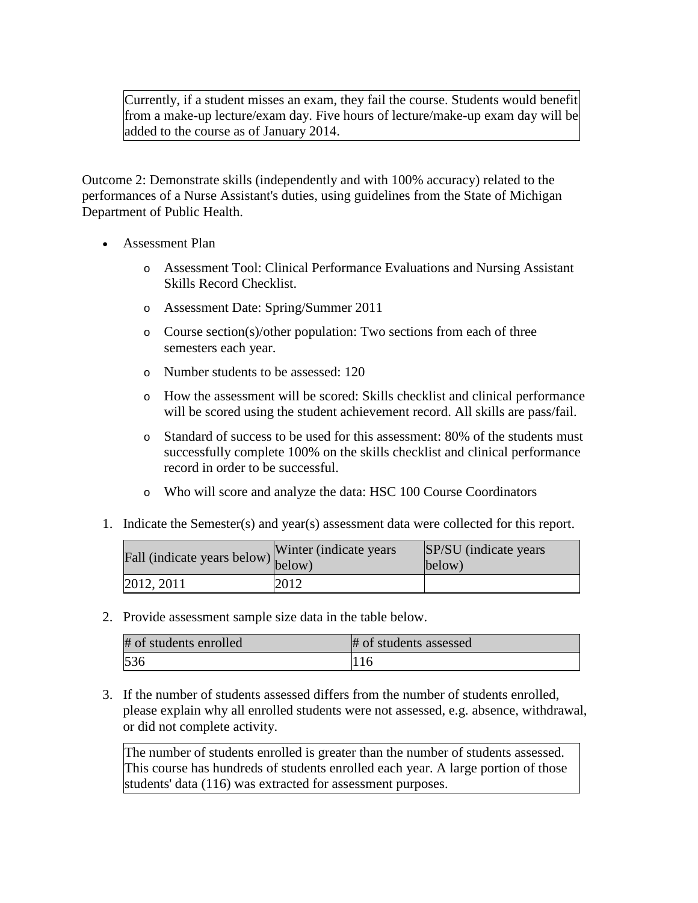Currently, if a student misses an exam, they fail the course. Students would benefit from a make-up lecture/exam day. Five hours of lecture/make-up exam day will be added to the course as of January 2014.

Outcome 2: Demonstrate skills (independently and with 100% accuracy) related to the performances of a Nurse Assistant's duties, using guidelines from the State of Michigan Department of Public Health.

- Assessment Plan
    - Assessment Tool: Clinical Performance Evaluations and Nursing Assistant Skills Record Checklist.
    - Assessment Date: Spring/Summer 2011
    - Course section(s)/other population: Two sections from each of three semesters each year.
    - Number students to be assessed: 120
    - How the assessment will be scored: Skills checklist and clinical performance will be scored using the student achievement record. All skills are pass/fail.
    - Standard of success to be used for this assessment: 80% of the students must successfully complete 100% on the skills checklist and clinical performance record in order to be successful.
    - Who will score and analyze the data: HSC 100 Course Coordinators

1. Indicate the Semester(s) and year(s) assessment data were collected for this report.

| Fall (indicate years below) | Winter (indicate years below) | SP/SU (indicate years below) |
|---|---|---|
| 2012, 2011 | 2012 | |

2. Provide assessment sample size data in the table below.

| # of students enrolled | # of students assessed |
|---|---|
| 536 | 116 |

3. If the number of students assessed differs from the number of students enrolled, please explain why all enrolled students were not assessed, e.g. absence, withdrawal, or did not complete activity.

The number of students enrolled is greater than the number of students assessed. This course has hundreds of students enrolled each year. A large portion of those students' data (116) was extracted for assessment purposes.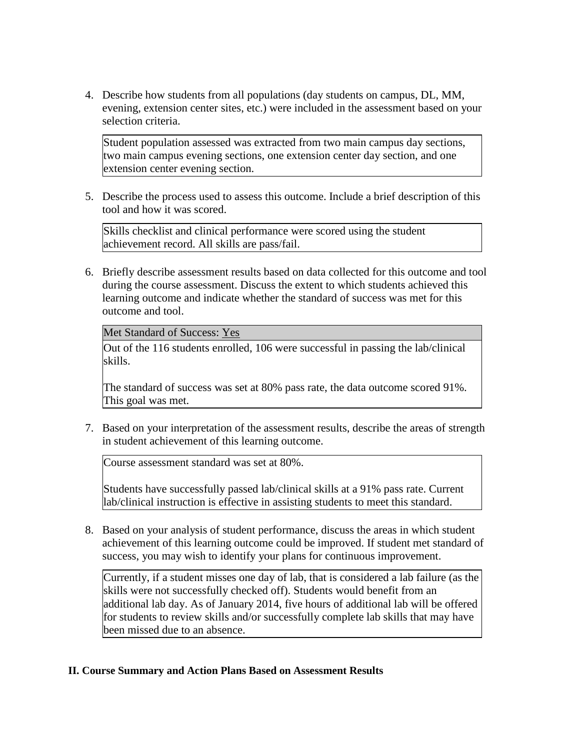4. Describe how students from all populations (day students on campus, DL, MM, evening, extension center sites, etc.) were included in the assessment based on your selection criteria.

   Student population assessed was extracted from two main campus day sections, two main campus evening sections, one extension center day section, and one extension center evening section.

5. Describe the process used to assess this outcome. Include a brief description of this tool and how it was scored.

   Skills checklist and clinical performance were scored using the student achievement record. All skills are pass/fail.

6. Briefly describe assessment results based on data collected for this outcome and tool during the course assessment. Discuss the extent to which students achieved this learning outcome and indicate whether the standard of success was met for this outcome and tool.

   Met Standard of Success: Yes

   Out of the 116 students enrolled, 106 were successful in passing the lab/clinical skills.

   The standard of success was set at 80% pass rate, the data outcome scored 91%. This goal was met.

7. Based on your interpretation of the assessment results, describe the areas of strength in student achievement of this learning outcome.

   Course assessment standard was set at 80%.

   Students have successfully passed lab/clinical skills at a 91% pass rate. Current lab/clinical instruction is effective in assisting students to meet this standard.

8. Based on your analysis of student performance, discuss the areas in which student achievement of this learning outcome could be improved. If student met standard of success, you may wish to identify your plans for continuous improvement.

   Currently, if a student misses one day of lab, that is considered a lab failure (as the skills were not successfully checked off). Students would benefit from an additional lab day. As of January 2014, five hours of additional lab will be offered for students to review skills and/or successfully complete lab skills that may have been missed due to an absence.

## II. Course Summary and Action Plans Based on Assessment Results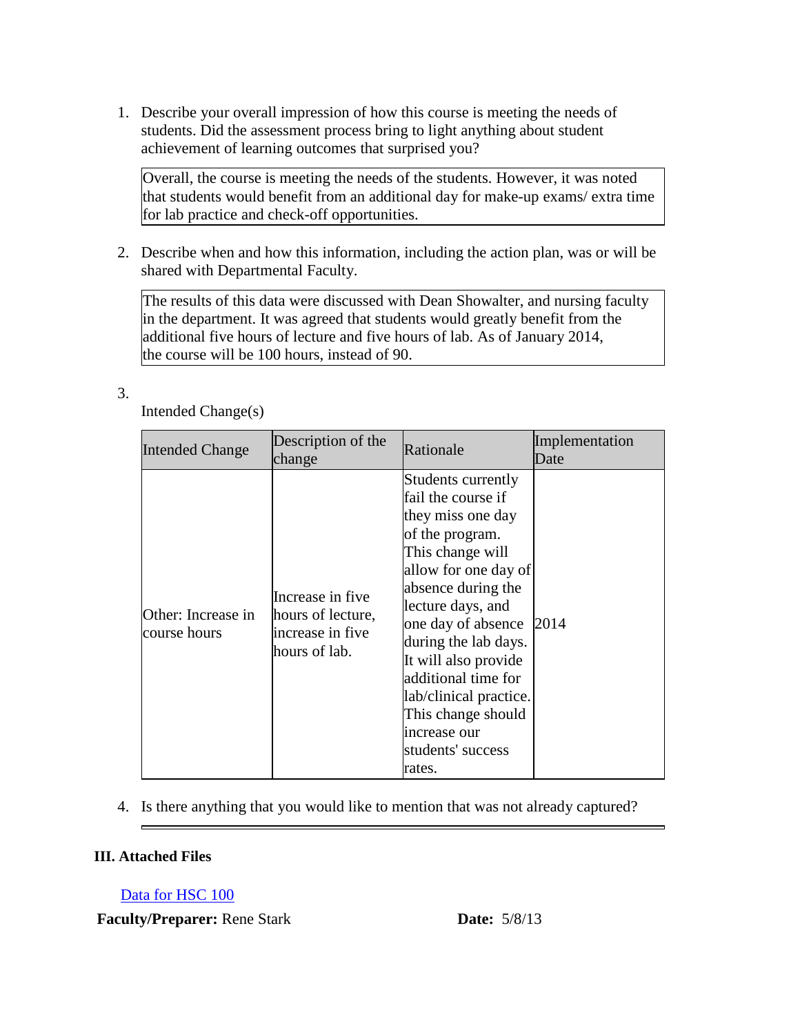1. Describe your overall impression of how this course is meeting the needs of students. Did the assessment process bring to light anything about student achievement of learning outcomes that surprised you?

| Overall, the course is meeting the needs of the students. However, it was noted that students would benefit from an additional day for make-up exams/ extra time for lab practice and check-off opportunities. |
|---|

2. Describe when and how this information, including the action plan, was or will be shared with Departmental Faculty.

| The results of this data were discussed with Dean Showalter, and nursing faculty in the department. It was agreed that students would greatly benefit from the additional five hours of lecture and five hours of lab. As of January 2014, the course will be 100 hours, instead of 90. |
|---|

3. Intended Change(s)

| Intended Change | Description of the change | Rationale | Implementation Date |
|---|---|---|---|
| Other: Increase in course hours | Increase in five hours of lecture, increase in five hours of lab. | Students currently fail the course if they miss one day of the program. This change will allow for one day of absence during the lecture days, and one day of absence during the lab days. It will also provide additional time for lab/clinical practice. This change should increase our students' success rates. | 2014 |

4. Is there anything that you would like to mention that was not already captured?

### III. Attached Files

Data for HSC 100

**Faculty/Preparer:** Rene Stark **Date:** 5/8/13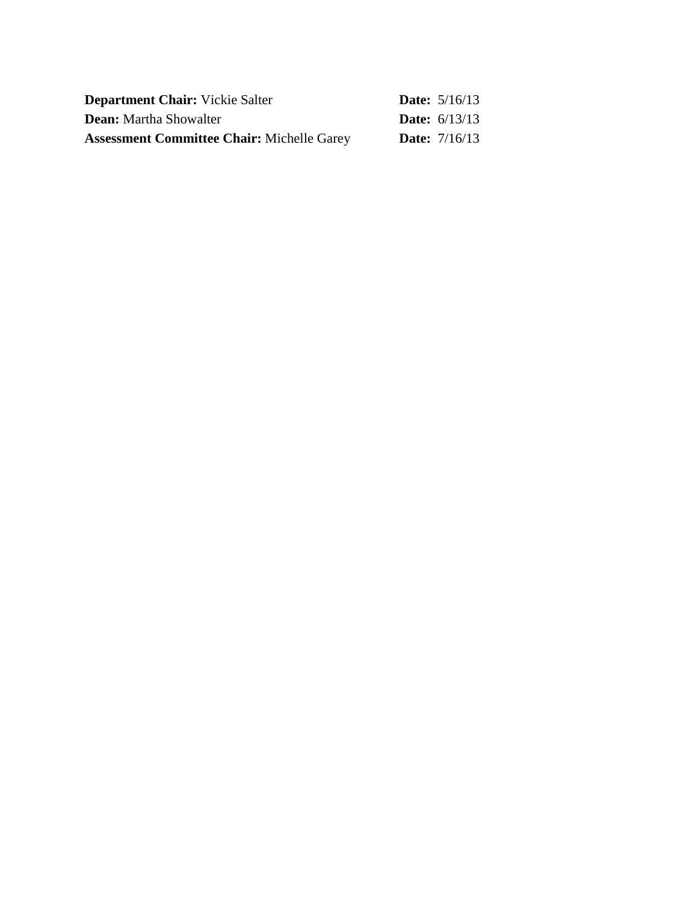| | |
|---|---|
| **Department Chair:** Vickie Salter | **Date:** 5/16/13 |
| **Dean:** Martha Showalter | **Date:** 6/13/13 |
| **Assessment Committee Chair:** Michelle Garey | **Date:** 7/16/13 |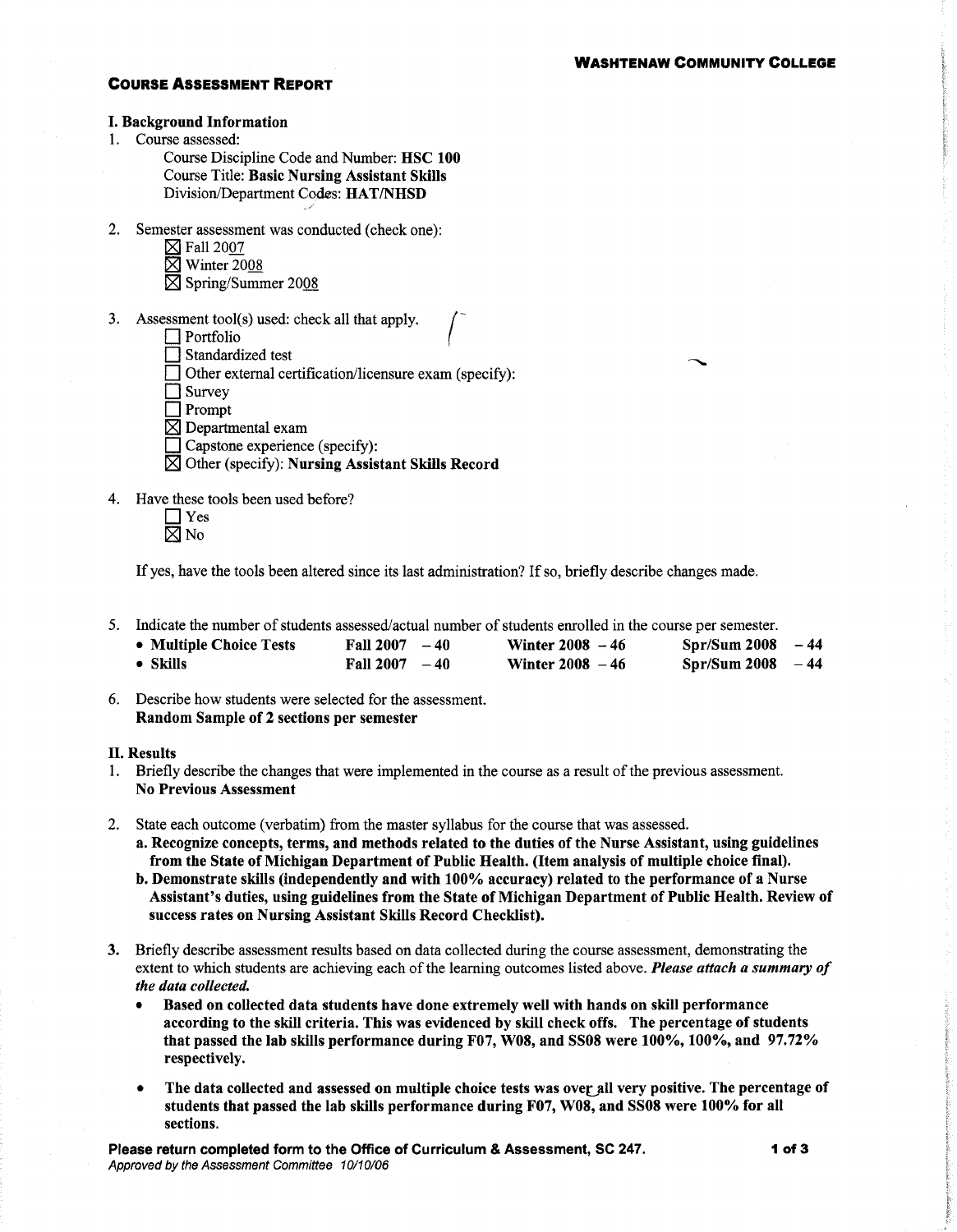**WASHTENAW COMMUNITY COLLEGE**

## COURSE ASSESSMENT REPORT

### I. Background Information

1. Course assessed:
   - Course Discipline Code and Number: **HSC 100**
   - Course Title: **Basic Nursing Assistant Skills**
   - Division/Department Codes: **HAT/NHSD**

2. Semester assessment was conducted (check one):
   - ☒ Fall 2007
   - ☒ Winter 2008
   - ☒ Spring/Summer 2008

3. Assessment tool(s) used: check all that apply.
   - ☐ Portfolio
   - ☐ Standardized test
   - ☐ Other external certification/licensure exam (specify):
   - ☐ Survey
   - ☐ Prompt
   - ☒ Departmental exam
   - ☐ Capstone experience (specify):
   - ☒ Other (specify): **Nursing Assistant Skills Record**

4. Have these tools been used before?
   - ☐ Yes
   - ☒ No

   If yes, have the tools been altered since its last administration? If so, briefly describe changes made.

5. Indicate the number of students assessed/actual number of students enrolled in the course per semester.

| | | | |
|---|---|---|---|
| • **Multiple Choice Tests** | **Fall 2007 – 40** | **Winter 2008 – 46** | **Spr/Sum 2008 – 44** |
| • **Skills** | **Fall 2007 – 40** | **Winter 2008 – 46** | **Spr/Sum 2008 – 44** |

6. Describe how students were selected for the assessment.
   **Random Sample of 2 sections per semester**

### II. Results

1. Briefly describe the changes that were implemented in the course as a result of the previous assessment.
   **No Previous Assessment**

2. State each outcome (verbatim) from the master syllabus for the course that was assessed.
   - **a. Recognize concepts, terms, and methods related to the duties of the Nurse Assistant, using guidelines from the State of Michigan Department of Public Health. (Item analysis of multiple choice final).**
   - **b. Demonstrate skills (independently and with 100% accuracy) related to the performance of a Nurse Assistant's duties, using guidelines from the State of Michigan Department of Public Health. Review of success rates on Nursing Assistant Skills Record Checklist).**

3. Briefly describe assessment results based on data collected during the course assessment, demonstrating the extent to which students are achieving each of the learning outcomes listed above. ***Please attach a summary of the data collected.***
   - **Based on collected data students have done extremely well with hands on skill performance according to the skill criteria. This was evidenced by skill check offs. The percentage of students that passed the lab skills performance during F07, W08, and SS08 were 100%, 100%, and 97.72% respectively.**
   - **The data collected and assessed on multiple choice tests was over all very positive. The percentage of students that passed the lab skills performance during F07, W08, and SS08 were 100% for all sections.**

**Please return completed form to the Office of Curriculum & Assessment, SC 247.**
*Approved by the Assessment Committee 10/10/06*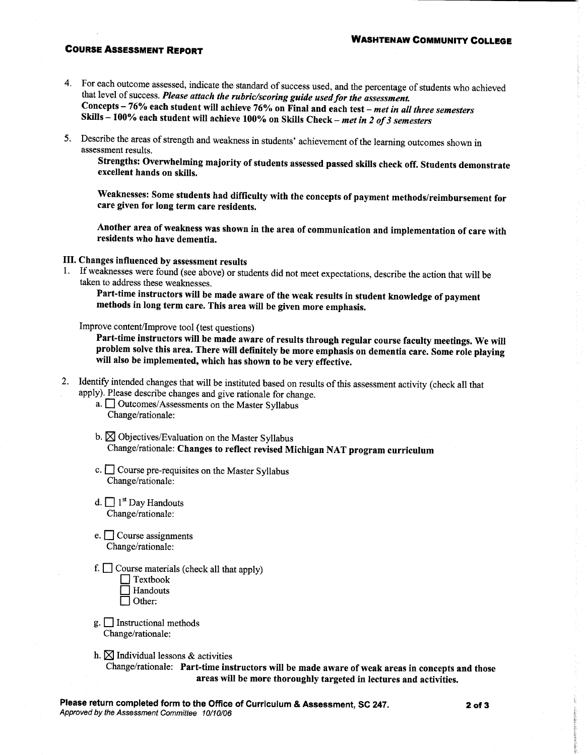**COURSE ASSESSMENT REPORT**

**WASHTENAW COMMUNITY COLLEGE**

4. For each outcome assessed, indicate the standard of success used, and the percentage of students who achieved that level of success. ***Please attach the rubric/scoring guide used for the assessment.***
   **Concepts – 76% each student will achieve 76% on Final and each test –** ***met in all three semesters***
   **Skills – 100% each student will achieve 100% on Skills Check –** ***met in 2 of 3 semesters***

5. Describe the areas of strength and weakness in students' achievement of the learning outcomes shown in assessment results.

   **Strengths: Overwhelming majority of students assessed passed skills check off. Students demonstrate excellent hands on skills.**

   **Weaknesses: Some students had difficulty with the concepts of payment methods/reimbursement for care given for long term care residents.**

   **Another area of weakness was shown in the area of communication and implementation of care with residents who have dementia.**

**III. Changes influenced by assessment results**

1. If weaknesses were found (see above) or students did not meet expectations, describe the action that will be taken to address these weaknesses.

   **Part-time instructors will be made aware of the weak results in student knowledge of payment methods in long term care. This area will be given more emphasis.**

   Improve content/Improve tool (test questions)

   **Part-time instructors will be made aware of results through regular course faculty meetings. We will problem solve this area. There will definitely be more emphasis on dementia care. Some role playing will also be implemented, which has shown to be very effective.**

2. Identify intended changes that will be instituted based on results of this assessment activity (check all that apply). Please describe changes and give rationale for change.

   a. ☐ Outcomes/Assessments on the Master Syllabus
      Change/rationale:

   b. ☒ Objectives/Evaluation on the Master Syllabus
      Change/rationale: **Changes to reflect revised Michigan NAT program curriculum**

   c. ☐ Course pre-requisites on the Master Syllabus
      Change/rationale:

   d. ☐ 1st Day Handouts
      Change/rationale:

   e. ☐ Course assignments
      Change/rationale:

   f. ☐ Course materials (check all that apply)
      ☐ Textbook
      ☐ Handouts
      ☐ Other:

   g. ☐ Instructional methods
      Change/rationale:

   h. ☒ Individual lessons & activities
      Change/rationale: **Part-time instructors will be made aware of weak areas in concepts and those areas will be more thoroughly targeted in lectures and activities.**

**Please return completed form to the Office of Curriculum & Assessment, SC 247.**
*Approved by the Assessment Committee 10/10/06*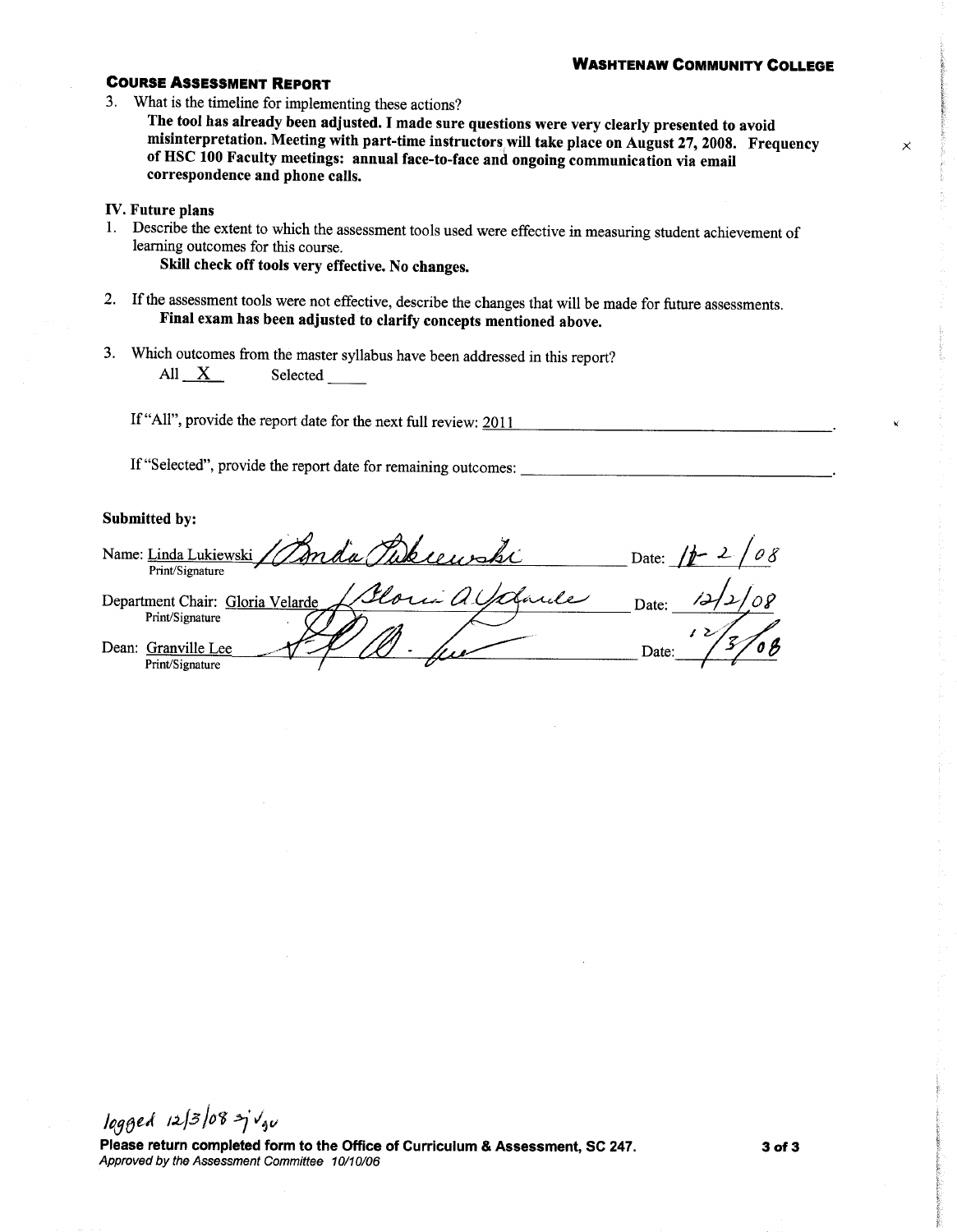3. What is the timeline for implementing these actions?

   **The tool has already been adjusted. I made sure questions were very clearly presented to avoid misinterpretation. Meeting with part-time instructors will take place on August 27, 2008. Frequency of HSC 100 Faculty meetings: annual face-to-face and ongoing communication via email correspondence and phone calls.**

**IV. Future plans**

1. Describe the extent to which the assessment tools used were effective in measuring student achievement of learning outcomes for this course.

   **Skill check off tools very effective. No changes.**

2. If the assessment tools were not effective, describe the changes that will be made for future assessments.

   **Final exam has been adjusted to clarify concepts mentioned above.**

3. Which outcomes from the master syllabus have been addressed in this report?

   All X   Selected ____

If "All", provide the report date for the next full review: 2011

If "Selected", provide the report date for remaining outcomes: ____________

**Submitted by:**

Name: Linda Lukiewski / *Linda Lukiewski* Date: 12-2/08
Print/Signature

Department Chair: Gloria Velarde / *Gloria A. Velarde* Date: 12/2/08
Print/Signature

Dean: Granville Lee / *G. Lee* Date: 12/3/08
Print/Signature

logged 12/3/08

**Please return completed form to the Office of Curriculum & Assessment, SC 247.**

*Approved by the Assessment Committee 10/10/06*